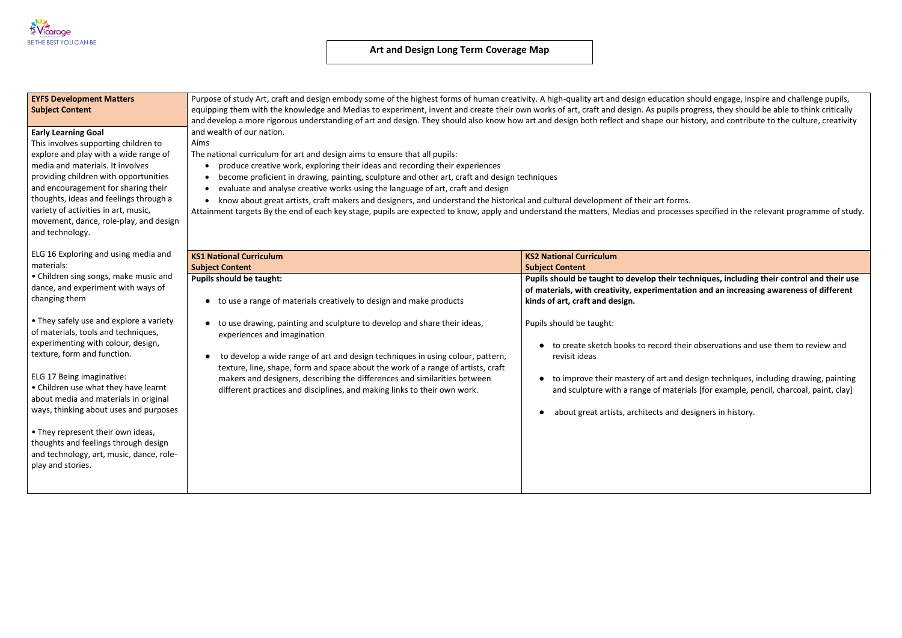Vicarage
BE THE BEST YOU CAN BE

# Art and Design Long Term Coverage Map

| EYFS Development Matters Subject Content | | |
|---|---|---|
| **Early Learning Goal**<br>This involves supporting children to explore and play with a wide range of media and materials. It involves providing children with opportunities and encouragement for sharing their thoughts, ideas and feelings through a variety of activities in art, music, movement, dance, role-play, and design and technology. | Purpose of study Art, craft and design embody some of the highest forms of human creativity. A high-quality art and design education should engage, inspire and challenge pupils, equipping them with the knowledge and Medias to experiment, invent and create their own works of art, craft and design. As pupils progress, they should be able to think critically and develop a more rigorous understanding of art and design. They should also know how art and design both reflect and shape our history, and contribute to the culture, creativity and wealth of our nation.<br>Aims<br>The national curriculum for art and design aims to ensure that all pupils:<br>• produce creative work, exploring their ideas and recording their experiences<br>• become proficient in drawing, painting, sculpture and other art, craft and design techniques<br>• evaluate and analyse creative works using the language of art, craft and design<br>• know about great artists, craft makers and designers, and understand the historical and cultural development of their art forms.<br>Attainment targets By the end of each key stage, pupils are expected to know, apply and understand the matters, Medias and processes specified in the relevant programme of study. | |
| ELG 16 Exploring and using media and materials:<br>• Children sing songs, make music and dance, and experiment with ways of changing them<br><br>• They safely use and explore a variety of materials, tools and techniques, experimenting with colour, design, texture, form and function.<br><br>ELG 17 Being imaginative:<br>• Children use what they have learnt about media and materials in original ways, thinking about uses and purposes<br><br>• They represent their own ideas, thoughts and feelings through design and technology, art, music, dance, role-play and stories. | **KS1 National Curriculum Subject Content**<br>**Pupils should be taught:**<br>• to use a range of materials creatively to design and make products<br>• to use drawing, painting and sculpture to develop and share their ideas, experiences and imagination<br>• to develop a wide range of art and design techniques in using colour, pattern, texture, line, shape, form and space about the work of a range of artists, craft makers and designers, describing the differences and similarities between different practices and disciplines, and making links to their own work. | **KS2 National Curriculum Subject Content**<br>**Pupils should be taught to develop their techniques, including their control and their use of materials, with creativity, experimentation and an increasing awareness of different kinds of art, craft and design.**<br><br>Pupils should be taught:<br>• to create sketch books to record their observations and use them to review and revisit ideas<br>• to improve their mastery of art and design techniques, including drawing, painting and sculpture with a range of materials [for example, pencil, charcoal, paint, clay]<br>• about great artists, architects and designers in history. |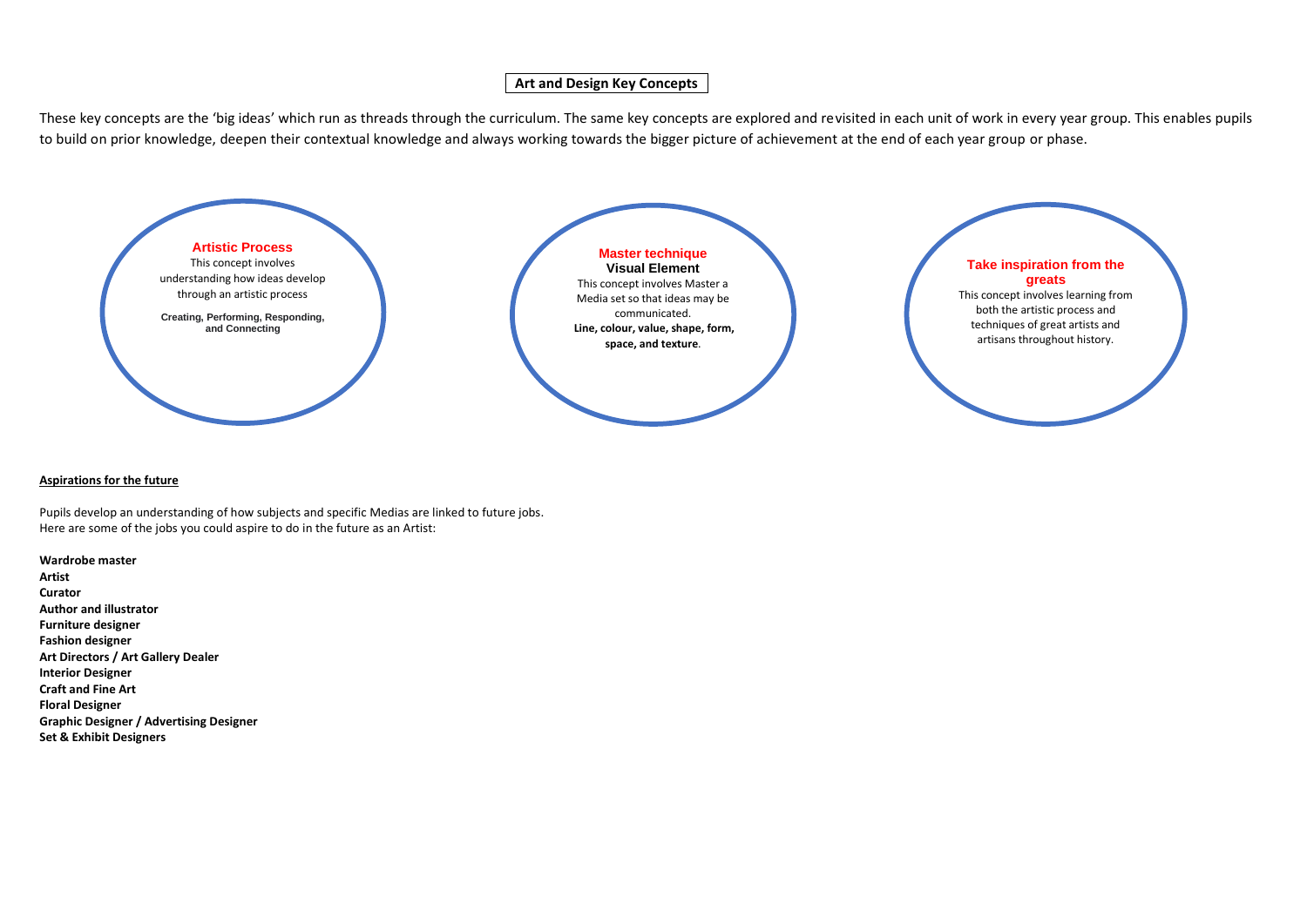# Art and Design Key Concepts

These key concepts are the 'big ideas' which run as threads through the curriculum. The same key concepts are explored and revisited in each unit of work in every year group. This enables pupils to build on prior knowledge, deepen their contextual knowledge and always working towards the bigger picture of achievement at the end of each year group or phase.

### Artistic Process

This concept involves understanding how ideas develop through an artistic process

**Creating, Performing, Responding, and Connecting**

### Master technique

**Visual Element**

This concept involves Master a Media set so that ideas may be communicated.

**Line, colour, value, shape, form, space, and texture**.

### Take inspiration from the greats

This concept involves learning from both the artistic process and techniques of great artists and artisans throughout history.

## Aspirations for the future

Pupils develop an understanding of how subjects and specific Medias are linked to future jobs.
Here are some of the jobs you could aspire to do in the future as an Artist:

**Wardrobe master**
**Artist**
**Curator**
**Author and illustrator**
**Furniture designer**
**Fashion designer**
**Art Directors / Art Gallery Dealer**
**Interior Designer**
**Craft and Fine Art**
**Floral Designer**
**Graphic Designer / Advertising Designer**
**Set & Exhibit Designers**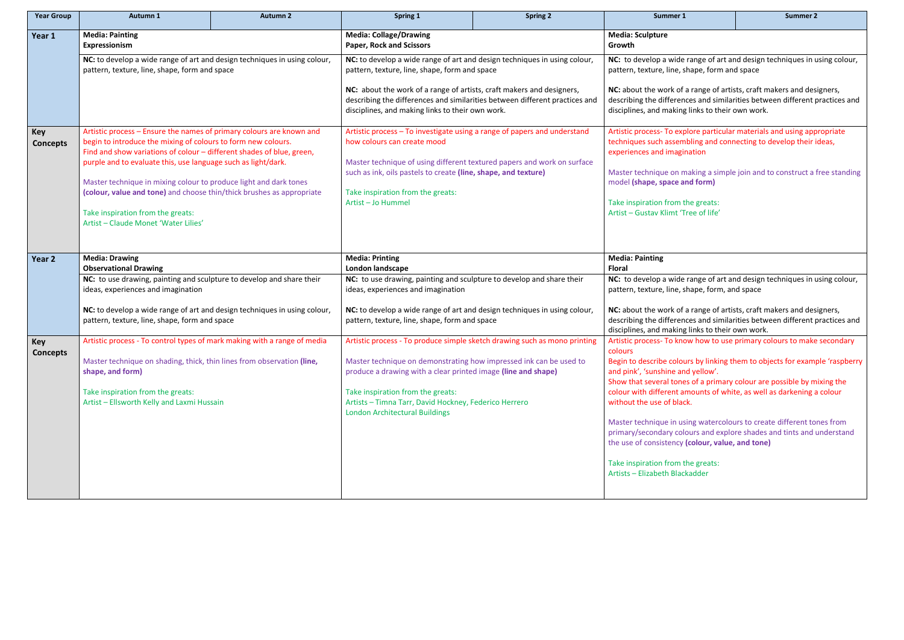| Year Group | Autumn 1 | Autumn 2 | Spring 1 | Spring 2 | Summer 1 | Summer 2 |
|---|---|---|---|---|---|---|
| **Year 1** | **Media: Painting**<br>**Expressionism**<br><br>**NC:** to develop a wide range of art and design techniques in using colour, pattern, texture, line, shape, form and space | | **Media: Collage/Drawing**<br>**Paper, Rock and Scissors**<br><br>**NC:** to develop a wide range of art and design techniques in using colour, pattern, texture, line, shape, form and space<br><br>**NC:** about the work of a range of artists, craft makers and designers, describing the differences and similarities between different practices and disciplines, and making links to their own work. | | **Media: Sculpture**<br>**Growth**<br><br>**NC:** to develop a wide range of art and design techniques in using colour, pattern, texture, line, shape, form and space<br><br>**NC:** about the work of a range of artists, craft makers and designers, describing the differences and similarities between different practices and disciplines, and making links to their own work. | |
| **Key Concepts** | Artistic process – Ensure the names of primary colours are known and begin to introduce the mixing of colours to form new colours.<br>Find and show variations of colour – different shades of blue, green, purple and to evaluate this, use language such as light/dark.<br><br>Master technique in mixing colour to produce light and dark tones **(colour, value and tone)** and choose thin/thick brushes as appropriate<br><br>Take inspiration from the greats:<br>Artist – Claude Monet 'Water Lilies' | | Artistic process – To investigate using a range of papers and understand how colours can create mood<br><br>Master technique of using different textured papers and work on surface such as ink, oils pastels to create **(line, shape, and texture)**<br><br>Take inspiration from the greats:<br>Artist – Jo Hummel | | Artistic process- To explore particular materials and using appropriate techniques such assembling and connecting to develop their ideas, experiences and imagination<br><br>Master technique on making a simple join and to construct a free standing model **(shape, space and form)**<br><br>Take inspiration from the greats:<br>Artist – Gustav Klimt 'Tree of life' | |
| **Year 2** | **Media: Drawing**<br>**Observational Drawing**<br><br>**NC:** to use drawing, painting and sculpture to develop and share their ideas, experiences and imagination<br><br>**NC:** to develop a wide range of art and design techniques in using colour, pattern, texture, line, shape, form and space | | **Media: Printing**<br>**London landscape**<br><br>**NC:** to use drawing, painting and sculpture to develop and share their ideas, experiences and imagination<br><br>**NC:** to develop a wide range of art and design techniques in using colour, pattern, texture, line, shape, form and space | | **Media: Painting**<br>**Floral**<br><br>**NC:** to develop a wide range of art and design techniques in using colour, pattern, texture, line, shape, form, and space<br><br>**NC:** about the work of a range of artists, craft makers and designers, describing the differences and similarities between different practices and disciplines, and making links to their own work. | |
| **Key Concepts** | Artistic process - To control types of mark making with a range of media<br><br>Master technique on shading, thick, thin lines from observation **(line, shape, and form)**<br><br>Take inspiration from the greats:<br>Artist – Ellsworth Kelly and Laxmi Hussain | | Artistic process - To produce simple sketch drawing such as mono printing<br><br>Master technique on demonstrating how impressed ink can be used to produce a drawing with a clear printed image **(line and shape)**<br><br>Take inspiration from the greats:<br>Artists – Timna Tarr, David Hockney, Federico Herrero<br>London Architectural Buildings | | Artistic process- To know how to use primary colours to make secondary colours<br>Begin to describe colours by linking them to objects for example 'raspberry and pink', 'sunshine and yellow'.<br>Show that several tones of a primary colour are possible by mixing the colour with different amounts of white, as well as darkening a colour without the use of black.<br><br>Master technique in using watercolours to create different tones from primary/secondary colours and explore shades and tints and understand the use of consistency **(colour, value, and tone)**<br><br>Take inspiration from the greats:<br>Artists – Elizabeth Blackadder | |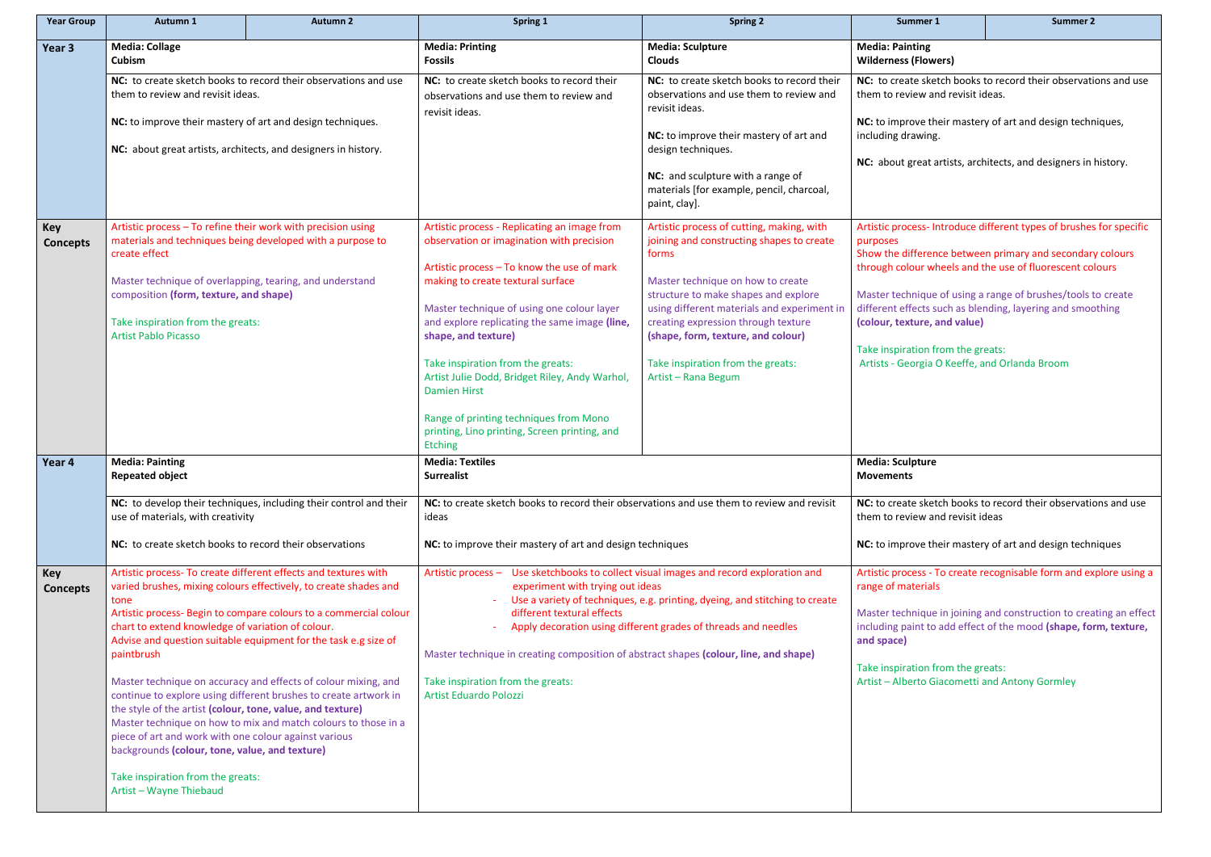| Year Group | Autumn 1 | Autumn 2 | Spring 1 | Spring 2 | Summer 1 | Summer 2 |
|---|---|---|---|---|---|---|
| **Year 3** | **Media: Collage**<br>**Cubism**<br><br>**NC:** to create sketch books to record their observations and use them to review and revisit ideas.<br><br>**NC:** to improve their mastery of art and design techniques.<br><br>**NC:** about great artists, architects, and designers in history. | | **Media: Printing**<br>**Fossils**<br><br>**NC:** to create sketch books to record their observations and use them to review and revisit ideas. | **Media: Sculpture**<br>**Clouds**<br><br>**NC:** to create sketch books to record their observations and use them to review and revisit ideas.<br><br>**NC:** to improve their mastery of art and design techniques.<br><br>**NC:** and sculpture with a range of materials [for example, pencil, charcoal, paint, clay]. | **Media: Painting**<br>**Wilderness (Flowers)**<br><br>**NC:** to create sketch books to record their observations and use them to review and revisit ideas.<br><br>**NC:** to improve their mastery of art and design techniques, including drawing.<br><br>**NC:** about great artists, architects, and designers in history. | |
| **Key Concepts** | Artistic process – To refine their work with precision using materials and techniques being developed with a purpose to create effect<br><br>Master technique of overlapping, tearing, and understand composition **(form, texture, and shape)**<br><br>Take inspiration from the greats:<br>Artist Pablo Picasso | | Artistic process - Replicating an image from observation or imagination with precision<br><br>Artistic process – To know the use of mark making to create textural surface<br><br>Master technique of using one colour layer and explore replicating the same image **(line, shape, and texture)**<br><br>Take inspiration from the greats:<br>Artist Julie Dodd, Bridget Riley, Andy Warhol, Damien Hirst<br><br>Range of printing techniques from Mono printing, Lino printing, Screen printing, and Etching | Artistic process of cutting, making, with joining and constructing shapes to create forms<br><br>Master technique on how to create structure to make shapes and explore using different materials and experiment in creating expression through texture **(shape, form, texture, and colour)**<br><br>Take inspiration from the greats:<br>Artist – Rana Begum | Artistic process- Introduce different types of brushes for specific purposes<br>Show the difference between primary and secondary colours through colour wheels and the use of fluorescent colours<br><br>Master technique of using a range of brushes/tools to create different effects such as blending, layering and smoothing **(colour, texture, and value)**<br><br>Take inspiration from the greats:<br>Artists - Georgia O Keeffe, and Orlanda Broom | |
| **Year 4** | **Media: Painting**<br>**Repeated object**<br><br>**NC:** to develop their techniques, including their control and their use of materials, with creativity<br><br>**NC:** to create sketch books to record their observations | | **Media: Textiles**<br>**Surrealist**<br><br>**NC:** to create sketch books to record their observations and use them to review and revisit ideas<br><br>**NC:** to improve their mastery of art and design techniques | | **Media: Sculpture**<br>**Movements**<br><br>**NC:** to create sketch books to record their observations and use them to review and revisit ideas<br><br>**NC:** to improve their mastery of art and design techniques | |
| **Key Concepts** | Artistic process- To create different effects and textures with varied brushes, mixing colours effectively, to create shades and tone<br>Artistic process- Begin to compare colours to a commercial colour chart to extend knowledge of variation of colour.<br>Advise and question suitable equipment for the task e.g size of paintbrush<br><br>Master technique on accuracy and effects of colour mixing, and continue to explore using different brushes to create artwork in the style of the artist **(colour, tone, value, and texture)**<br>Master technique on how to mix and match colours to those in a piece of art and work with one colour against various backgrounds **(colour, tone, value, and texture)**<br><br>Take inspiration from the greats:<br>Artist – Wayne Thiebaud | | Artistic process – Use sketchbooks to collect visual images and record exploration and experiment with trying out ideas<br>- Use a variety of techniques, e.g. printing, dyeing, and stitching to create different textural effects<br>- Apply decoration using different grades of threads and needles<br><br>Master technique in creating composition of abstract shapes **(colour, line, and shape)**<br><br>Take inspiration from the greats:<br>Artist Eduardo Polozzi | | Artistic process - To create recognisable form and explore using a range of materials<br><br>Master technique in joining and construction to creating an effect including paint to add effect of the mood **(shape, form, texture, and space)**<br><br>Take inspiration from the greats:<br>Artist – Alberto Giacometti and Antony Gormley | |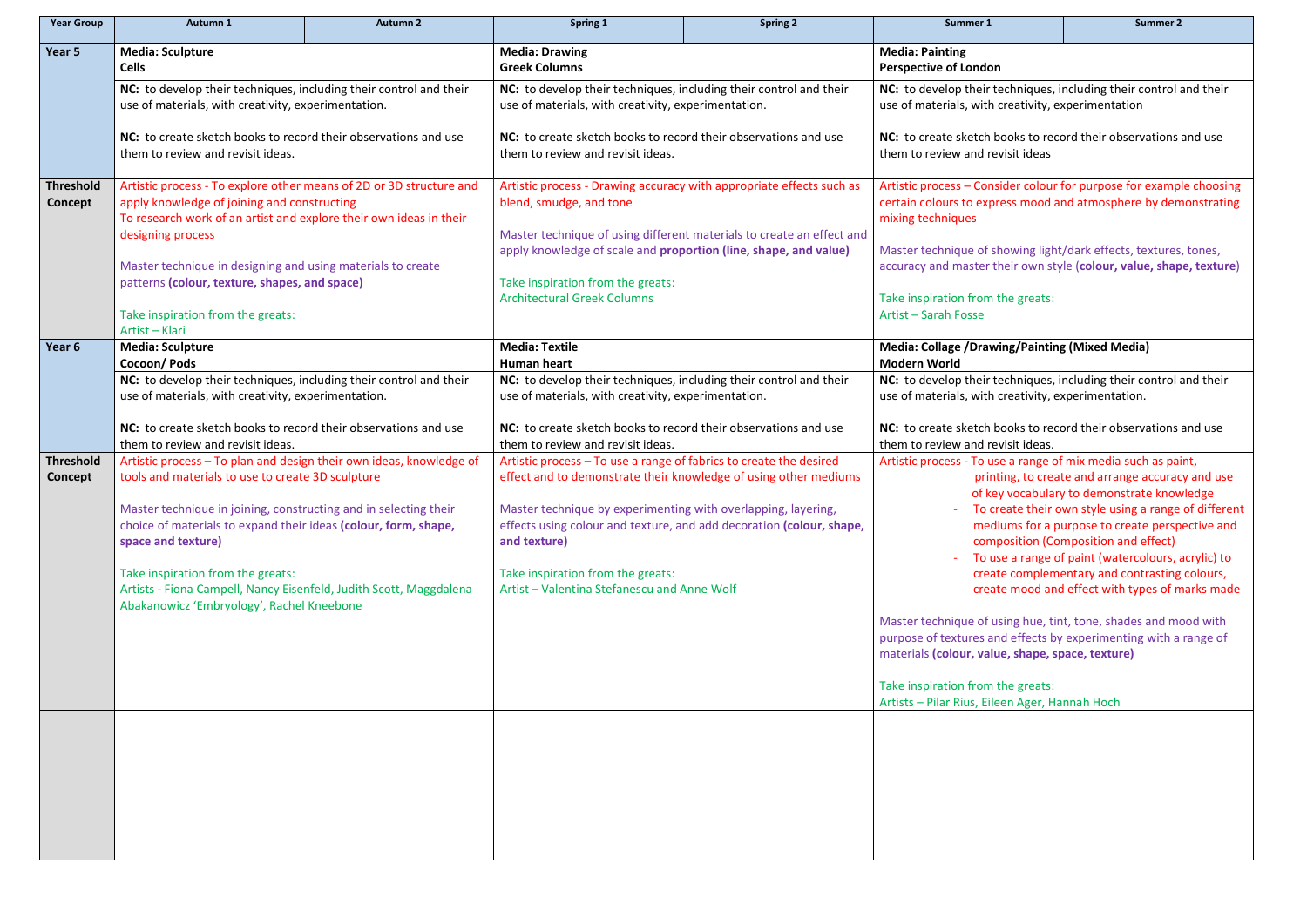| Year Group | Autumn 1 | Autumn 2 | Spring 1 | Spring 2 | Summer 1 | Summer 2 |
|---|---|---|---|---|---|---|
| **Year 5** | **Media: Sculpture**<br>**Cells**<br><br>**NC:** to develop their techniques, including their control and their use of materials, with creativity, experimentation.<br><br>**NC:** to create sketch books to record their observations and use them to review and revisit ideas. | | **Media: Drawing**<br>**Greek Columns**<br><br>**NC:** to develop their techniques, including their control and their use of materials, with creativity, experimentation.<br><br>**NC:** to create sketch books to record their observations and use them to review and revisit ideas. | | **Media: Painting**<br>**Perspective of London**<br><br>**NC:** to develop their techniques, including their control and their use of materials, with creativity, experimentation<br><br>**NC:** to create sketch books to record their observations and use them to review and revisit ideas | |
| **Threshold Concept** | Artistic process - To explore other means of 2D or 3D structure and apply knowledge of joining and constructing<br>To research work of an artist and explore their own ideas in their designing process<br><br>Master technique in designing and using materials to create patterns **(colour, texture, shapes, and space)**<br><br>Take inspiration from the greats:<br>Artist – Klari | | Artistic process - Drawing accuracy with appropriate effects such as blend, smudge, and tone<br><br>Master technique of using different materials to create an effect and apply knowledge of scale and **proportion (line, shape, and value)**<br><br>Take inspiration from the greats:<br>Architectural Greek Columns | | Artistic process – Consider colour for purpose for example choosing certain colours to express mood and atmosphere by demonstrating mixing techniques<br><br>Master technique of showing light/dark effects, textures, tones, accuracy and master their own style (**colour, value, shape, texture**)<br><br>Take inspiration from the greats:<br>Artist – Sarah Fosse | |
| **Year 6** | **Media: Sculpture**<br>**Cocoon/ Pods**<br><br>**NC:** to develop their techniques, including their control and their use of materials, with creativity, experimentation.<br><br>**NC:** to create sketch books to record their observations and use them to review and revisit ideas. | | **Media: Textile**<br>**Human heart**<br><br>**NC:** to develop their techniques, including their control and their use of materials, with creativity, experimentation.<br><br>**NC:** to create sketch books to record their observations and use them to review and revisit ideas. | | **Media: Collage /Drawing/Painting (Mixed Media)**<br>**Modern World**<br><br>**NC:** to develop their techniques, including their control and their use of materials, with creativity, experimentation.<br><br>**NC:** to create sketch books to record their observations and use them to review and revisit ideas. | |
| **Threshold Concept** | Artistic process – To plan and design their own ideas, knowledge of tools and materials to use to create 3D sculpture<br><br>Master technique in joining, constructing and in selecting their choice of materials to expand their ideas **(colour, form, shape, space and texture)**<br><br>Take inspiration from the greats:<br>Artists - Fiona Campell, Nancy Eisenfeld, Judith Scott, Maggdalena Abakanowicz 'Embryology', Rachel Kneebone | | Artistic process – To use a range of fabrics to create the desired effect and to demonstrate their knowledge of using other mediums<br><br>Master technique by experimenting with overlapping, layering, effects using colour and texture, and add decoration **(colour, shape, and texture)**<br><br>Take inspiration from the greats:<br>Artist – Valentina Stefanescu and Anne Wolf | | Artistic process - To use a range of mix media such as paint, printing, to create and arrange accuracy and use of key vocabulary to demonstrate knowledge<br>- To create their own style using a range of different mediums for a purpose to create perspective and composition (Composition and effect)<br>- To use a range of paint (watercolours, acrylic) to create complementary and contrasting colours, create mood and effect with types of marks made<br><br>Master technique of using hue, tint, tone, shades and mood with purpose of textures and effects by experimenting with a range of materials **(colour, value, shape, space, texture)**<br><br>Take inspiration from the greats:<br>Artists – Pilar Rius, Eileen Ager, Hannah Hoch | |
| | | | | | | |